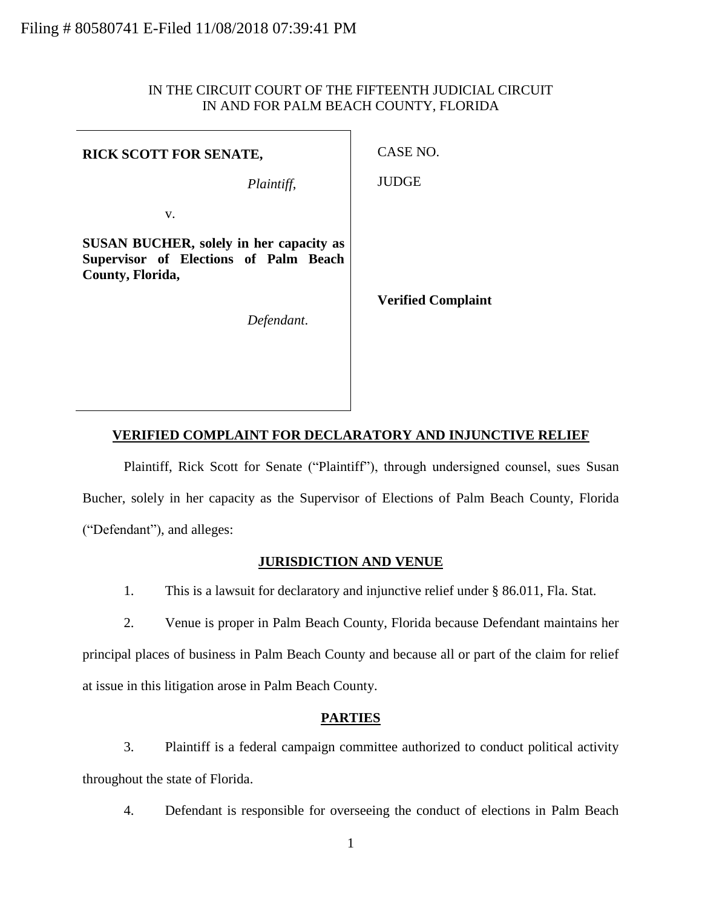Filing # 80580741 E-Filed 11/08/2018 07:39:41 PM

IN THE CIRCUIT COURT OF THE FIFTEENTH JUDICIAL CIRCUIT
IN AND FOR PALM BEACH COUNTY, FLORIDA

| | |
|---|---|
| **RICK SCOTT FOR SENATE,** | CASE NO. |
| *Plaintiff*, | JUDGE |
| v. | |
| **SUSAN BUCHER, solely in her capacity as Supervisor of Elections of Palm Beach County, Florida,** | |
| *Defendant*. | **Verified Complaint** |

## VERIFIED COMPLAINT FOR DECLARATORY AND INJUNCTIVE RELIEF

Plaintiff, Rick Scott for Senate ("Plaintiff"), through undersigned counsel, sues Susan Bucher, solely in her capacity as the Supervisor of Elections of Palm Beach County, Florida ("Defendant"), and alleges:

## JURISDICTION AND VENUE

1. This is a lawsuit for declaratory and injunctive relief under § 86.011, Fla. Stat.

2. Venue is proper in Palm Beach County, Florida because Defendant maintains her principal places of business in Palm Beach County and because all or part of the claim for relief at issue in this litigation arose in Palm Beach County.

## PARTIES

3. Plaintiff is a federal campaign committee authorized to conduct political activity throughout the state of Florida.

4. Defendant is responsible for overseeing the conduct of elections in Palm Beach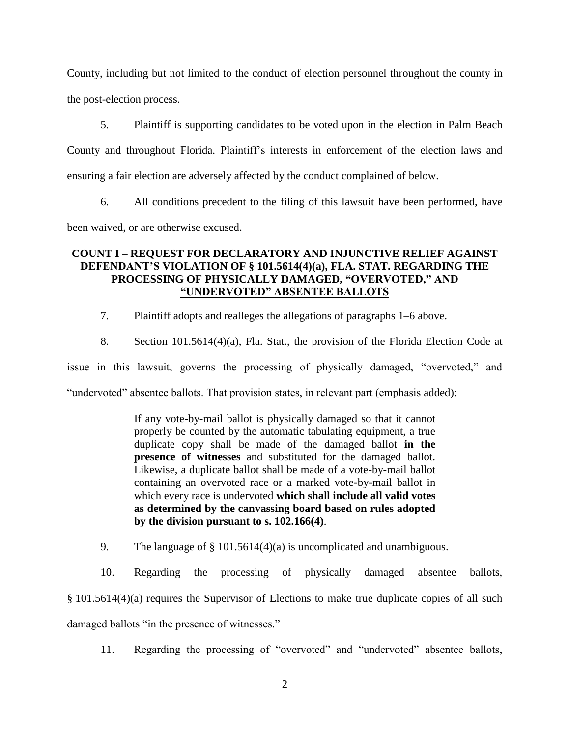County, including but not limited to the conduct of election personnel throughout the county in the post-election process.

5. Plaintiff is supporting candidates to be voted upon in the election in Palm Beach County and throughout Florida. Plaintiff's interests in enforcement of the election laws and ensuring a fair election are adversely affected by the conduct complained of below.

6. All conditions precedent to the filing of this lawsuit have been performed, have been waived, or are otherwise excused.

## COUNT I – REQUEST FOR DECLARATORY AND INJUNCTIVE RELIEF AGAINST DEFENDANT'S VIOLATION OF § 101.5614(4)(a), FLA. STAT. REGARDING THE PROCESSING OF PHYSICALLY DAMAGED, "OVERVOTED," AND "UNDERVOTED" ABSENTEE BALLOTS

7. Plaintiff adopts and realleges the allegations of paragraphs 1–6 above.

8. Section 101.5614(4)(a), Fla. Stat., the provision of the Florida Election Code at issue in this lawsuit, governs the processing of physically damaged, "overvoted," and "undervoted" absentee ballots. That provision states, in relevant part (emphasis added):

> If any vote-by-mail ballot is physically damaged so that it cannot properly be counted by the automatic tabulating equipment, a true duplicate copy shall be made of the damaged ballot **in the presence of witnesses** and substituted for the damaged ballot. Likewise, a duplicate ballot shall be made of a vote-by-mail ballot containing an overvoted race or a marked vote-by-mail ballot in which every race is undervoted **which shall include all valid votes as determined by the canvassing board based on rules adopted by the division pursuant to s. 102.166(4)**.

9. The language of § 101.5614(4)(a) is uncomplicated and unambiguous.

10. Regarding the processing of physically damaged absentee ballots, § 101.5614(4)(a) requires the Supervisor of Elections to make true duplicate copies of all such damaged ballots "in the presence of witnesses."

11. Regarding the processing of "overvoted" and "undervoted" absentee ballots,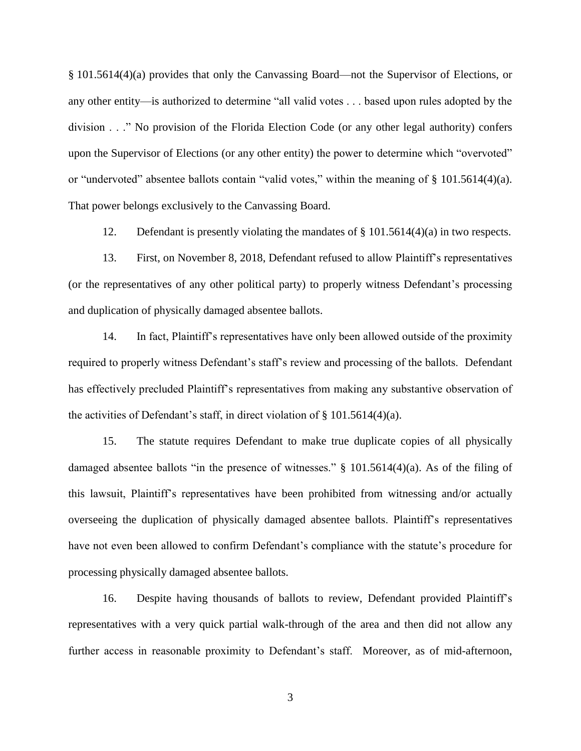§ 101.5614(4)(a) provides that only the Canvassing Board—not the Supervisor of Elections, or any other entity—is authorized to determine "all valid votes . . . based upon rules adopted by the division . . ." No provision of the Florida Election Code (or any other legal authority) confers upon the Supervisor of Elections (or any other entity) the power to determine which "overvoted" or "undervoted" absentee ballots contain "valid votes," within the meaning of § 101.5614(4)(a). That power belongs exclusively to the Canvassing Board.

12. Defendant is presently violating the mandates of § 101.5614(4)(a) in two respects.

13. First, on November 8, 2018, Defendant refused to allow Plaintiff's representatives (or the representatives of any other political party) to properly witness Defendant's processing and duplication of physically damaged absentee ballots.

14. In fact, Plaintiff's representatives have only been allowed outside of the proximity required to properly witness Defendant's staff's review and processing of the ballots. Defendant has effectively precluded Plaintiff's representatives from making any substantive observation of the activities of Defendant's staff, in direct violation of § 101.5614(4)(a).

15. The statute requires Defendant to make true duplicate copies of all physically damaged absentee ballots "in the presence of witnesses." § 101.5614(4)(a). As of the filing of this lawsuit, Plaintiff's representatives have been prohibited from witnessing and/or actually overseeing the duplication of physically damaged absentee ballots. Plaintiff's representatives have not even been allowed to confirm Defendant's compliance with the statute's procedure for processing physically damaged absentee ballots.

16. Despite having thousands of ballots to review, Defendant provided Plaintiff's representatives with a very quick partial walk-through of the area and then did not allow any further access in reasonable proximity to Defendant's staff. Moreover, as of mid-afternoon,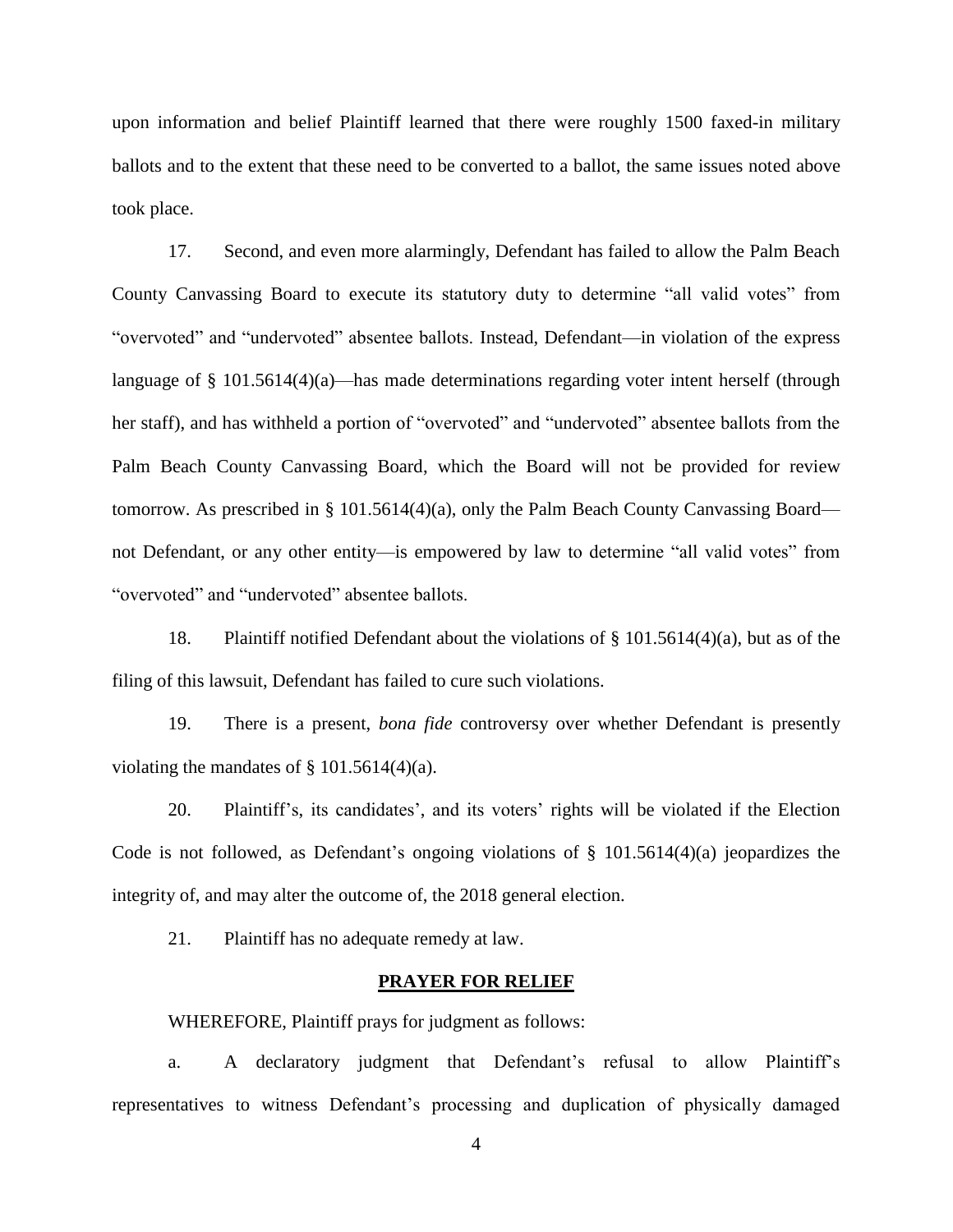upon information and belief Plaintiff learned that there were roughly 1500 faxed-in military ballots and to the extent that these need to be converted to a ballot, the same issues noted above took place.

17. Second, and even more alarmingly, Defendant has failed to allow the Palm Beach County Canvassing Board to execute its statutory duty to determine "all valid votes" from "overvoted" and "undervoted" absentee ballots. Instead, Defendant—in violation of the express language of § 101.5614(4)(a)—has made determinations regarding voter intent herself (through her staff), and has withheld a portion of "overvoted" and "undervoted" absentee ballots from the Palm Beach County Canvassing Board, which the Board will not be provided for review tomorrow. As prescribed in § 101.5614(4)(a), only the Palm Beach County Canvassing Board—not Defendant, or any other entity—is empowered by law to determine "all valid votes" from "overvoted" and "undervoted" absentee ballots.

18. Plaintiff notified Defendant about the violations of § 101.5614(4)(a), but as of the filing of this lawsuit, Defendant has failed to cure such violations.

19. There is a present, *bona fide* controversy over whether Defendant is presently violating the mandates of § 101.5614(4)(a).

20. Plaintiff's, its candidates', and its voters' rights will be violated if the Election Code is not followed, as Defendant's ongoing violations of § 101.5614(4)(a) jeopardizes the integrity of, and may alter the outcome of, the 2018 general election.

21. Plaintiff has no adequate remedy at law.

**PRAYER FOR RELIEF**

WHEREFORE, Plaintiff prays for judgment as follows:

a. A declaratory judgment that Defendant's refusal to allow Plaintiff's representatives to witness Defendant's processing and duplication of physically damaged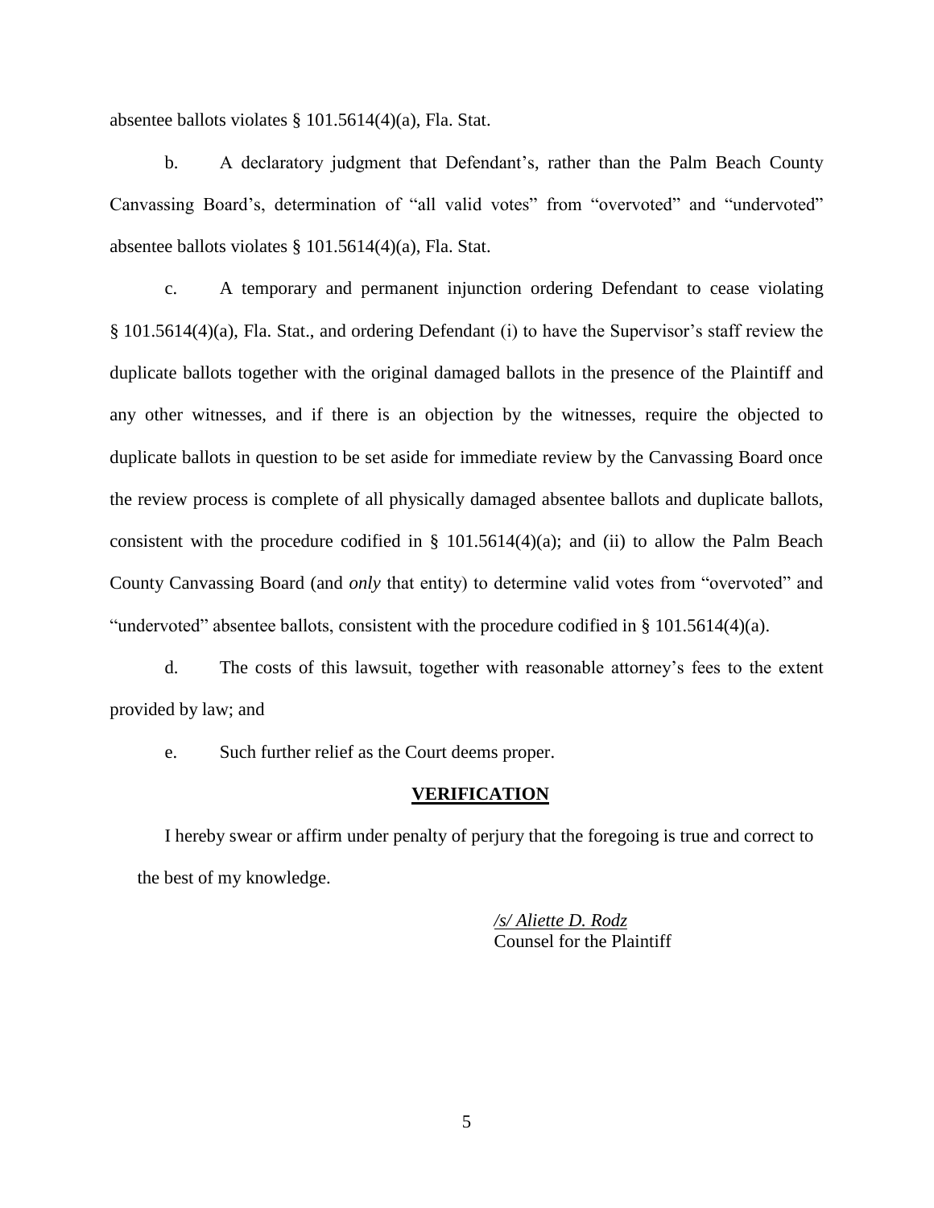absentee ballots violates § 101.5614(4)(a), Fla. Stat.

b. A declaratory judgment that Defendant's, rather than the Palm Beach County Canvassing Board's, determination of "all valid votes" from "overvoted" and "undervoted" absentee ballots violates § 101.5614(4)(a), Fla. Stat.

c. A temporary and permanent injunction ordering Defendant to cease violating § 101.5614(4)(a), Fla. Stat., and ordering Defendant (i) to have the Supervisor's staff review the duplicate ballots together with the original damaged ballots in the presence of the Plaintiff and any other witnesses, and if there is an objection by the witnesses, require the objected to duplicate ballots in question to be set aside for immediate review by the Canvassing Board once the review process is complete of all physically damaged absentee ballots and duplicate ballots, consistent with the procedure codified in § 101.5614(4)(a); and (ii) to allow the Palm Beach County Canvassing Board (and *only* that entity) to determine valid votes from "overvoted" and "undervoted" absentee ballots, consistent with the procedure codified in § 101.5614(4)(a).

d. The costs of this lawsuit, together with reasonable attorney's fees to the extent provided by law; and

e. Such further relief as the Court deems proper.

**VERIFICATION**

I hereby swear or affirm under penalty of perjury that the foregoing is true and correct to the best of my knowledge.

*/s/ Aliette D. Rodz*
Counsel for the Plaintiff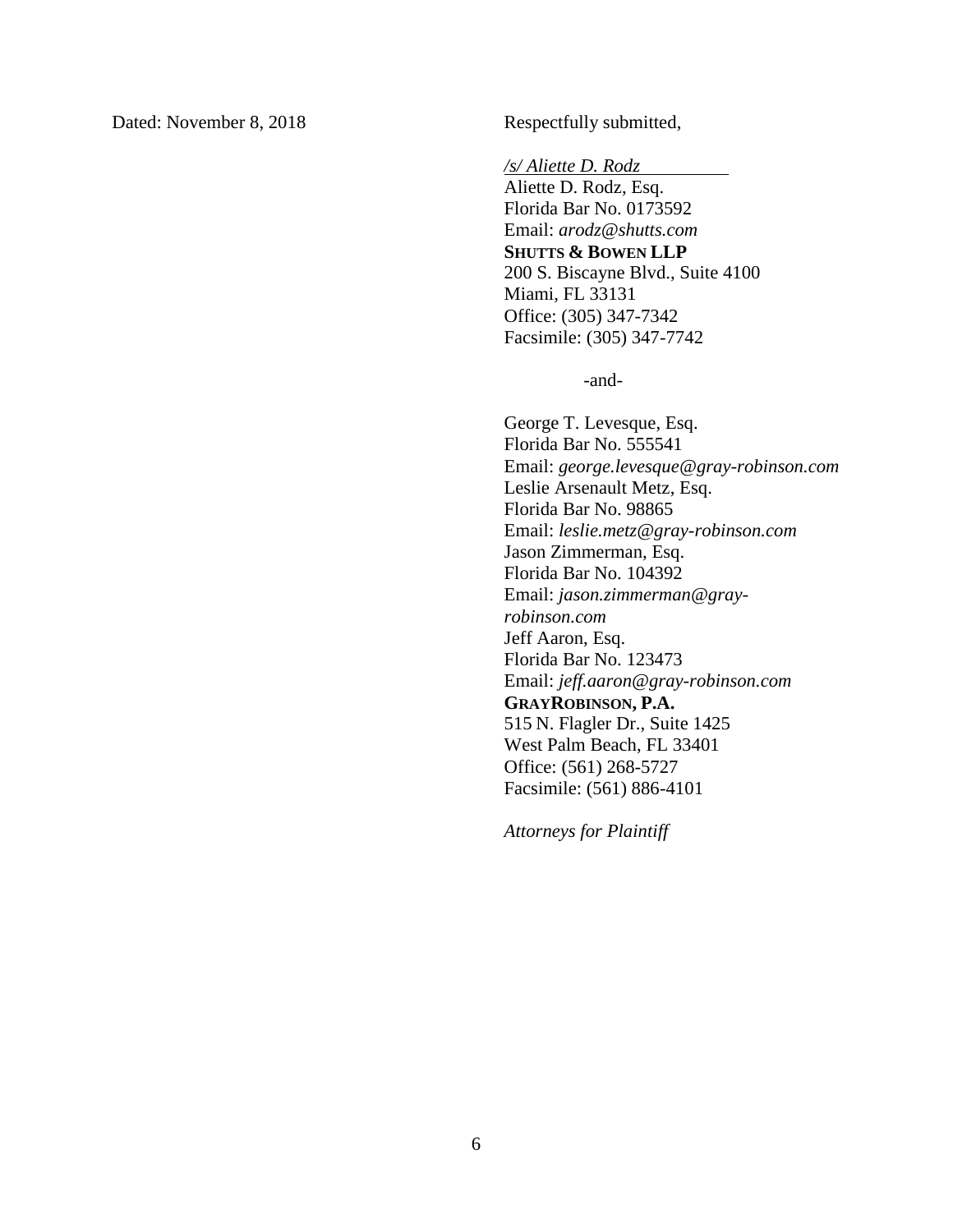Dated: November 8, 2018

Respectfully submitted,

*/s/ Aliette D. Rodz*
Aliette D. Rodz, Esq.
Florida Bar No. 0173592
Email: *arodz@shutts.com*
**SHUTTS & BOWEN LLP**
200 S. Biscayne Blvd., Suite 4100
Miami, FL 33131
Office: (305) 347-7342
Facsimile: (305) 347-7742

-and-

George T. Levesque, Esq.
Florida Bar No. 555541
Email: *george.levesque@gray-robinson.com*
Leslie Arsenault Metz, Esq.
Florida Bar No. 98865
Email: *leslie.metz@gray-robinson.com*
Jason Zimmerman, Esq.
Florida Bar No. 104392
Email: *jason.zimmerman@gray-robinson.com*
Jeff Aaron, Esq.
Florida Bar No. 123473
Email: *jeff.aaron@gray-robinson.com*
**GRAYROBINSON, P.A.**
515 N. Flagler Dr., Suite 1425
West Palm Beach, FL 33401
Office: (561) 268-5727
Facsimile: (561) 886-4101

*Attorneys for Plaintiff*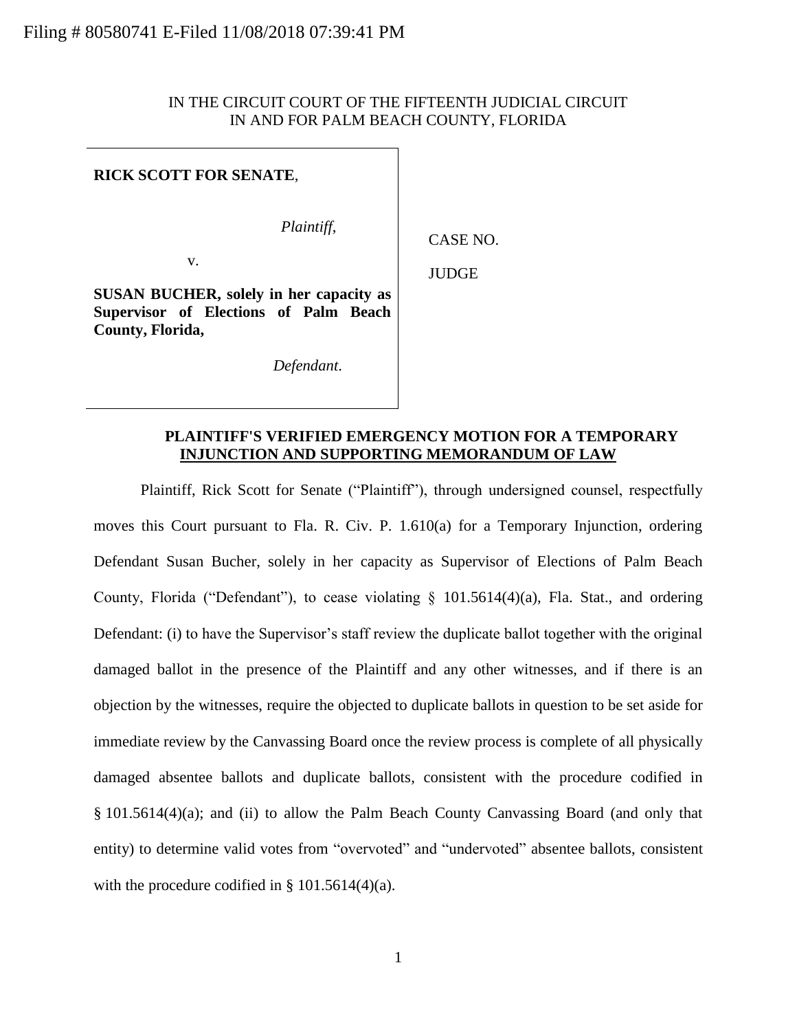Filing # 80580741 E-Filed 11/08/2018 07:39:41 PM

IN THE CIRCUIT COURT OF THE FIFTEENTH JUDICIAL CIRCUIT
IN AND FOR PALM BEACH COUNTY, FLORIDA

**RICK SCOTT FOR SENATE**,

*Plaintiff*,

v.

**SUSAN BUCHER, solely in her capacity as Supervisor of Elections of Palm Beach County, Florida,**

*Defendant*.

CASE NO.

JUDGE

**PLAINTIFF'S VERIFIED EMERGENCY MOTION FOR A TEMPORARY INJUNCTION AND SUPPORTING MEMORANDUM OF LAW**

Plaintiff, Rick Scott for Senate ("Plaintiff"), through undersigned counsel, respectfully moves this Court pursuant to Fla. R. Civ. P. 1.610(a) for a Temporary Injunction, ordering Defendant Susan Bucher, solely in her capacity as Supervisor of Elections of Palm Beach County, Florida ("Defendant"), to cease violating § 101.5614(4)(a), Fla. Stat., and ordering Defendant: (i) to have the Supervisor's staff review the duplicate ballot together with the original damaged ballot in the presence of the Plaintiff and any other witnesses, and if there is an objection by the witnesses, require the objected to duplicate ballots in question to be set aside for immediate review by the Canvassing Board once the review process is complete of all physically damaged absentee ballots and duplicate ballots, consistent with the procedure codified in § 101.5614(4)(a); and (ii) to allow the Palm Beach County Canvassing Board (and only that entity) to determine valid votes from "overvoted" and "undervoted" absentee ballots, consistent with the procedure codified in § 101.5614(4)(a).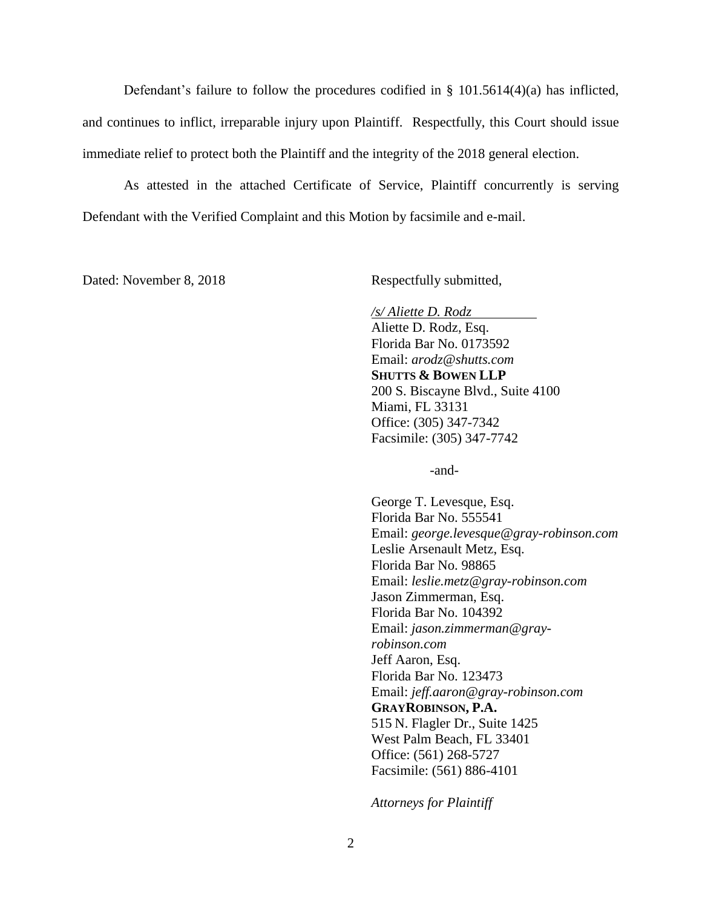Defendant's failure to follow the procedures codified in § 101.5614(4)(a) has inflicted, and continues to inflict, irreparable injury upon Plaintiff. Respectfully, this Court should issue immediate relief to protect both the Plaintiff and the integrity of the 2018 general election.

As attested in the attached Certificate of Service, Plaintiff concurrently is serving Defendant with the Verified Complaint and this Motion by facsimile and e-mail.

Dated: November 8, 2018

Respectfully submitted,

*/s/ Aliette D. Rodz*
Aliette D. Rodz, Esq.
Florida Bar No. 0173592
Email: *arodz@shutts.com*
**SHUTTS & BOWEN LLP**
200 S. Biscayne Blvd., Suite 4100
Miami, FL 33131
Office: (305) 347-7342
Facsimile: (305) 347-7742

-and-

George T. Levesque, Esq.
Florida Bar No. 555541
Email: *george.levesque@gray-robinson.com*
Leslie Arsenault Metz, Esq.
Florida Bar No. 98865
Email: *leslie.metz@gray-robinson.com*
Jason Zimmerman, Esq.
Florida Bar No. 104392
Email: *jason.zimmerman@gray-robinson.com*
Jeff Aaron, Esq.
Florida Bar No. 123473
Email: *jeff.aaron@gray-robinson.com*
**GRAYROBINSON, P.A.**
515 N. Flagler Dr., Suite 1425
West Palm Beach, FL 33401
Office: (561) 268-5727
Facsimile: (561) 886-4101

*Attorneys for Plaintiff*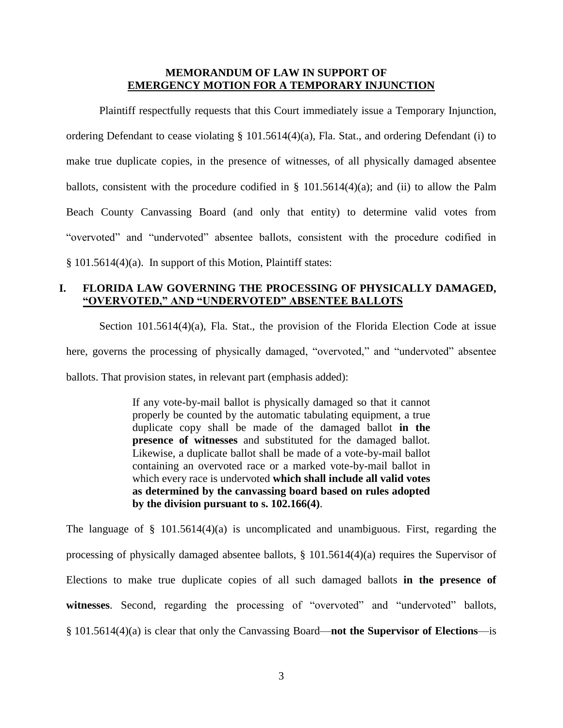**MEMORANDUM OF LAW IN SUPPORT OF**
**EMERGENCY MOTION FOR A TEMPORARY INJUNCTION**

Plaintiff respectfully requests that this Court immediately issue a Temporary Injunction, ordering Defendant to cease violating § 101.5614(4)(a), Fla. Stat., and ordering Defendant (i) to make true duplicate copies, in the presence of witnesses, of all physically damaged absentee ballots, consistent with the procedure codified in § 101.5614(4)(a); and (ii) to allow the Palm Beach County Canvassing Board (and only that entity) to determine valid votes from "overvoted" and "undervoted" absentee ballots, consistent with the procedure codified in § 101.5614(4)(a). In support of this Motion, Plaintiff states:

## I. FLORIDA LAW GOVERNING THE PROCESSING OF PHYSICALLY DAMAGED, "OVERVOTED," AND "UNDERVOTED" ABSENTEE BALLOTS

Section 101.5614(4)(a), Fla. Stat., the provision of the Florida Election Code at issue here, governs the processing of physically damaged, "overvoted," and "undervoted" absentee ballots. That provision states, in relevant part (emphasis added):

> If any vote-by-mail ballot is physically damaged so that it cannot properly be counted by the automatic tabulating equipment, a true duplicate copy shall be made of the damaged ballot **in the presence of witnesses** and substituted for the damaged ballot. Likewise, a duplicate ballot shall be made of a vote-by-mail ballot containing an overvoted race or a marked vote-by-mail ballot in which every race is undervoted **which shall include all valid votes as determined by the canvassing board based on rules adopted by the division pursuant to s. 102.166(4)**.

The language of § 101.5614(4)(a) is uncomplicated and unambiguous. First, regarding the processing of physically damaged absentee ballots, § 101.5614(4)(a) requires the Supervisor of Elections to make true duplicate copies of all such damaged ballots **in the presence of witnesses**. Second, regarding the processing of "overvoted" and "undervoted" ballots, § 101.5614(4)(a) is clear that only the Canvassing Board—**not the Supervisor of Elections**—is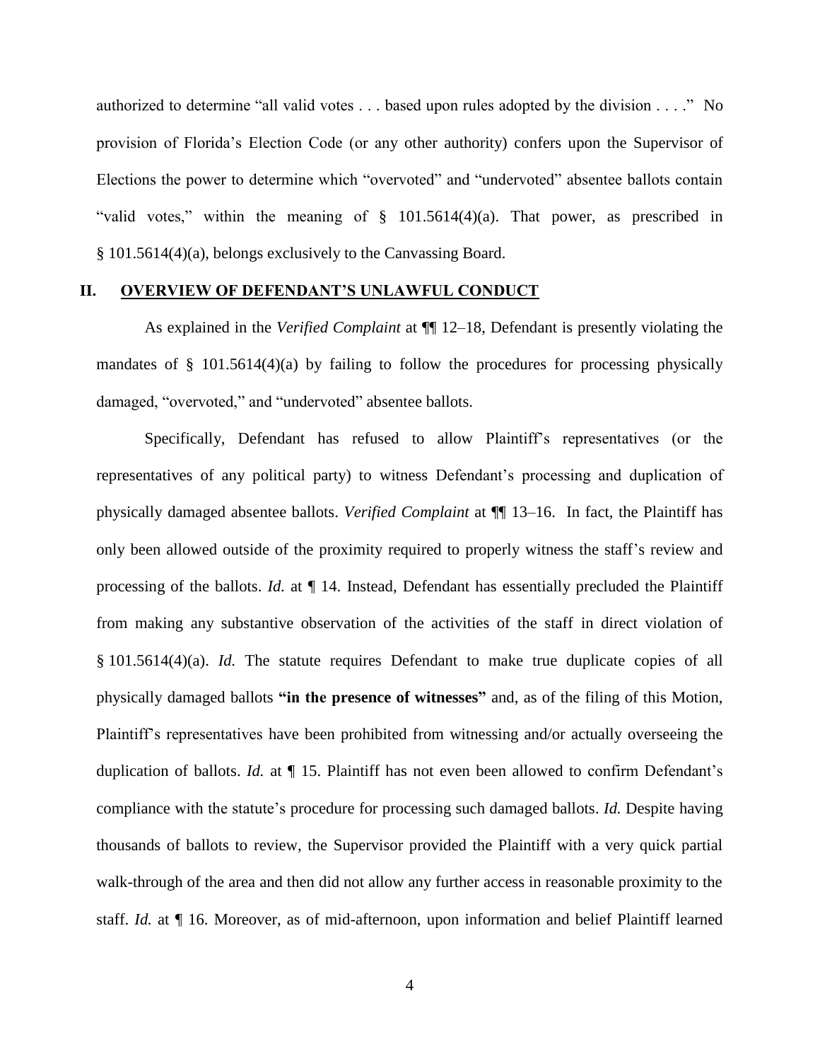authorized to determine "all valid votes . . . based upon rules adopted by the division . . . ." No provision of Florida's Election Code (or any other authority) confers upon the Supervisor of Elections the power to determine which "overvoted" and "undervoted" absentee ballots contain "valid votes," within the meaning of § 101.5614(4)(a). That power, as prescribed in § 101.5614(4)(a), belongs exclusively to the Canvassing Board.

## II. OVERVIEW OF DEFENDANT'S UNLAWFUL CONDUCT

As explained in the *Verified Complaint* at ¶¶ 12–18, Defendant is presently violating the mandates of § 101.5614(4)(a) by failing to follow the procedures for processing physically damaged, "overvoted," and "undervoted" absentee ballots.

Specifically, Defendant has refused to allow Plaintiff's representatives (or the representatives of any political party) to witness Defendant's processing and duplication of physically damaged absentee ballots. *Verified Complaint* at ¶¶ 13–16. In fact, the Plaintiff has only been allowed outside of the proximity required to properly witness the staff's review and processing of the ballots. *Id.* at ¶ 14. Instead, Defendant has essentially precluded the Plaintiff from making any substantive observation of the activities of the staff in direct violation of § 101.5614(4)(a). *Id.* The statute requires Defendant to make true duplicate copies of all physically damaged ballots **"in the presence of witnesses"** and, as of the filing of this Motion, Plaintiff's representatives have been prohibited from witnessing and/or actually overseeing the duplication of ballots. *Id.* at ¶ 15. Plaintiff has not even been allowed to confirm Defendant's compliance with the statute's procedure for processing such damaged ballots. *Id.* Despite having thousands of ballots to review, the Supervisor provided the Plaintiff with a very quick partial walk-through of the area and then did not allow any further access in reasonable proximity to the staff. *Id.* at ¶ 16. Moreover, as of mid-afternoon, upon information and belief Plaintiff learned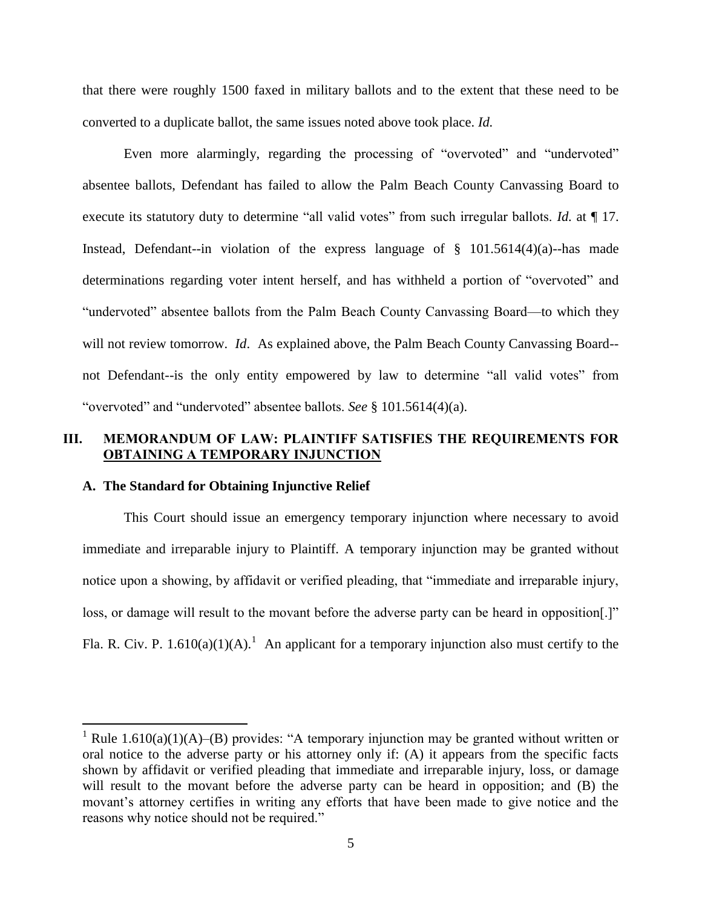that there were roughly 1500 faxed in military ballots and to the extent that these need to be converted to a duplicate ballot, the same issues noted above took place. *Id.*

Even more alarmingly, regarding the processing of "overvoted" and "undervoted" absentee ballots, Defendant has failed to allow the Palm Beach County Canvassing Board to execute its statutory duty to determine "all valid votes" from such irregular ballots. *Id.* at ¶ 17. Instead, Defendant--in violation of the express language of § 101.5614(4)(a)--has made determinations regarding voter intent herself, and has withheld a portion of "overvoted" and "undervoted" absentee ballots from the Palm Beach County Canvassing Board—to which they will not review tomorrow. *Id*. As explained above, the Palm Beach County Canvassing Board--not Defendant--is the only entity empowered by law to determine "all valid votes" from "overvoted" and "undervoted" absentee ballots. *See* § 101.5614(4)(a).

## III. MEMORANDUM OF LAW: PLAINTIFF SATISFIES THE REQUIREMENTS FOR OBTAINING A TEMPORARY INJUNCTION

### A. The Standard for Obtaining Injunctive Relief

This Court should issue an emergency temporary injunction where necessary to avoid immediate and irreparable injury to Plaintiff. A temporary injunction may be granted without notice upon a showing, by affidavit or verified pleading, that "immediate and irreparable injury, loss, or damage will result to the movant before the adverse party can be heard in opposition[.]" Fla. R. Civ. P. 1.610(a)(1)(A).[1] An applicant for a temporary injunction also must certify to the

[1] Rule 1.610(a)(1)(A)–(B) provides: "A temporary injunction may be granted without written or oral notice to the adverse party or his attorney only if: (A) it appears from the specific facts shown by affidavit or verified pleading that immediate and irreparable injury, loss, or damage will result to the movant before the adverse party can be heard in opposition; and (B) the movant's attorney certifies in writing any efforts that have been made to give notice and the reasons why notice should not be required."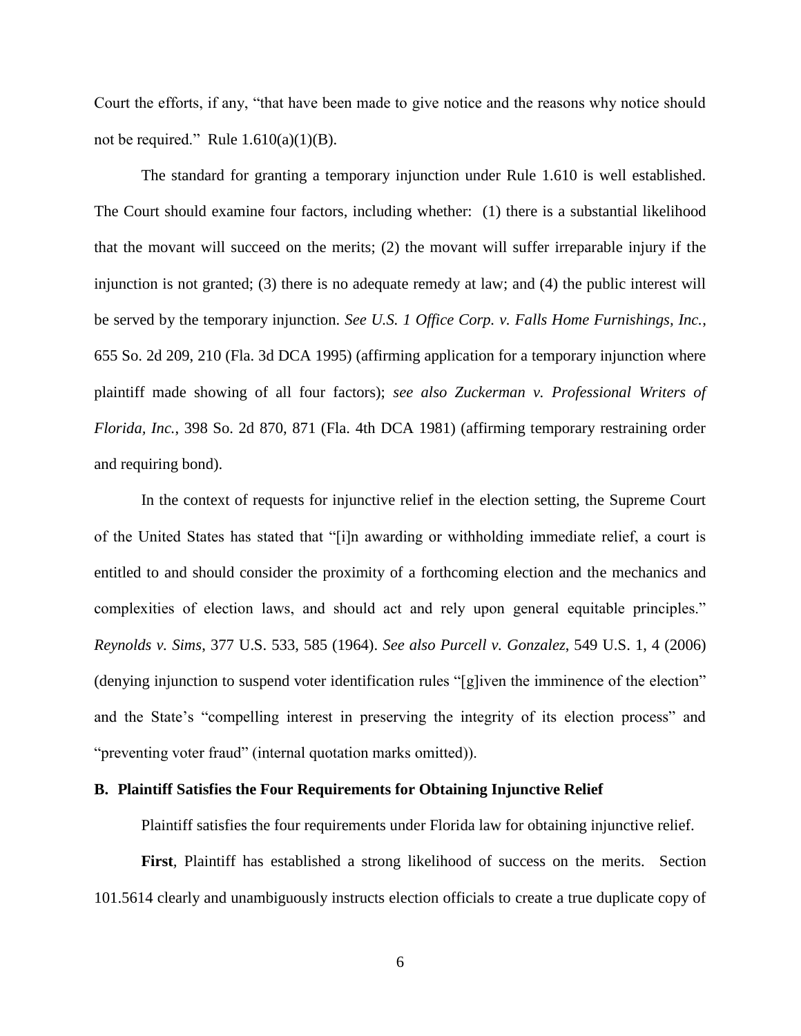Court the efforts, if any, "that have been made to give notice and the reasons why notice should not be required." Rule 1.610(a)(1)(B).

The standard for granting a temporary injunction under Rule 1.610 is well established. The Court should examine four factors, including whether: (1) there is a substantial likelihood that the movant will succeed on the merits; (2) the movant will suffer irreparable injury if the injunction is not granted; (3) there is no adequate remedy at law; and (4) the public interest will be served by the temporary injunction. *See U.S. 1 Office Corp. v. Falls Home Furnishings, Inc.*, 655 So. 2d 209, 210 (Fla. 3d DCA 1995) (affirming application for a temporary injunction where plaintiff made showing of all four factors); *see also Zuckerman v. Professional Writers of Florida, Inc.*, 398 So. 2d 870, 871 (Fla. 4th DCA 1981) (affirming temporary restraining order and requiring bond).

In the context of requests for injunctive relief in the election setting, the Supreme Court of the United States has stated that "[i]n awarding or withholding immediate relief, a court is entitled to and should consider the proximity of a forthcoming election and the mechanics and complexities of election laws, and should act and rely upon general equitable principles." *Reynolds v. Sims*, 377 U.S. 533, 585 (1964). *See also Purcell v. Gonzalez*, 549 U.S. 1, 4 (2006) (denying injunction to suspend voter identification rules "[g]iven the imminence of the election" and the State's "compelling interest in preserving the integrity of its election process" and "preventing voter fraud" (internal quotation marks omitted)).

**B. Plaintiff Satisfies the Four Requirements for Obtaining Injunctive Relief**

Plaintiff satisfies the four requirements under Florida law for obtaining injunctive relief.

**First**, Plaintiff has established a strong likelihood of success on the merits. Section 101.5614 clearly and unambiguously instructs election officials to create a true duplicate copy of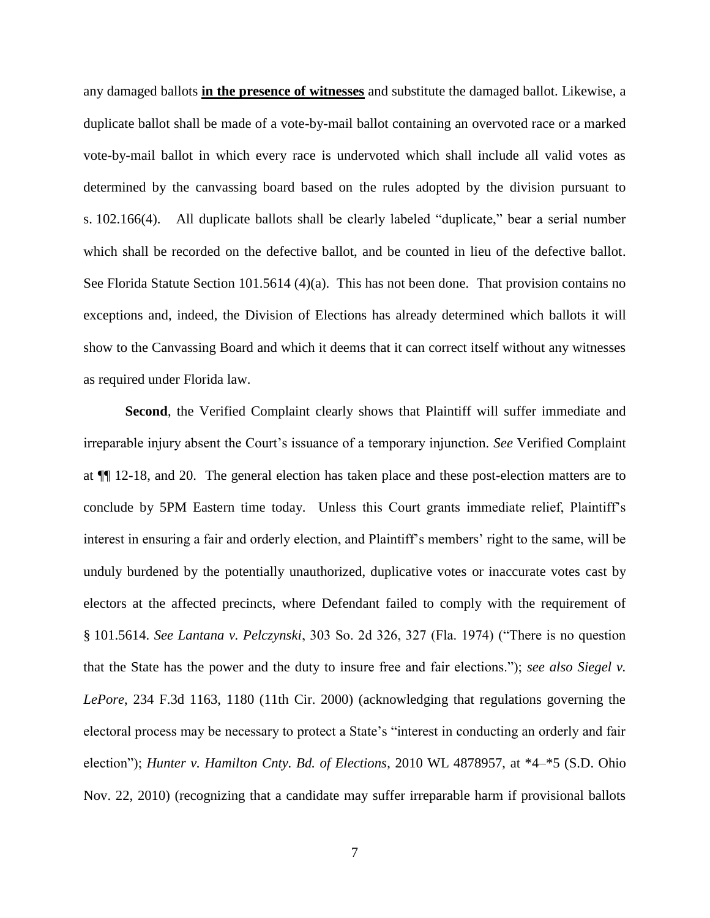any damaged ballots **in the presence of witnesses** and substitute the damaged ballot. Likewise, a duplicate ballot shall be made of a vote-by-mail ballot containing an overvoted race or a marked vote-by-mail ballot in which every race is undervoted which shall include all valid votes as determined by the canvassing board based on the rules adopted by the division pursuant to s. 102.166(4). All duplicate ballots shall be clearly labeled "duplicate," bear a serial number which shall be recorded on the defective ballot, and be counted in lieu of the defective ballot. See Florida Statute Section 101.5614 (4)(a). This has not been done. That provision contains no exceptions and, indeed, the Division of Elections has already determined which ballots it will show to the Canvassing Board and which it deems that it can correct itself without any witnesses as required under Florida law.

**Second**, the Verified Complaint clearly shows that Plaintiff will suffer immediate and irreparable injury absent the Court's issuance of a temporary injunction. *See* Verified Complaint at ¶¶ 12-18, and 20. The general election has taken place and these post-election matters are to conclude by 5PM Eastern time today. Unless this Court grants immediate relief, Plaintiff's interest in ensuring a fair and orderly election, and Plaintiff's members' right to the same, will be unduly burdened by the potentially unauthorized, duplicative votes or inaccurate votes cast by electors at the affected precincts, where Defendant failed to comply with the requirement of § 101.5614. *See Lantana v. Pelczynski*, 303 So. 2d 326, 327 (Fla. 1974) ("There is no question that the State has the power and the duty to insure free and fair elections."); *see also Siegel v. LePore*, 234 F.3d 1163, 1180 (11th Cir. 2000) (acknowledging that regulations governing the electoral process may be necessary to protect a State's "interest in conducting an orderly and fair election"); *Hunter v. Hamilton Cnty. Bd. of Elections*, 2010 WL 4878957, at *4–*5 (S.D. Ohio Nov. 22, 2010) (recognizing that a candidate may suffer irreparable harm if provisional ballots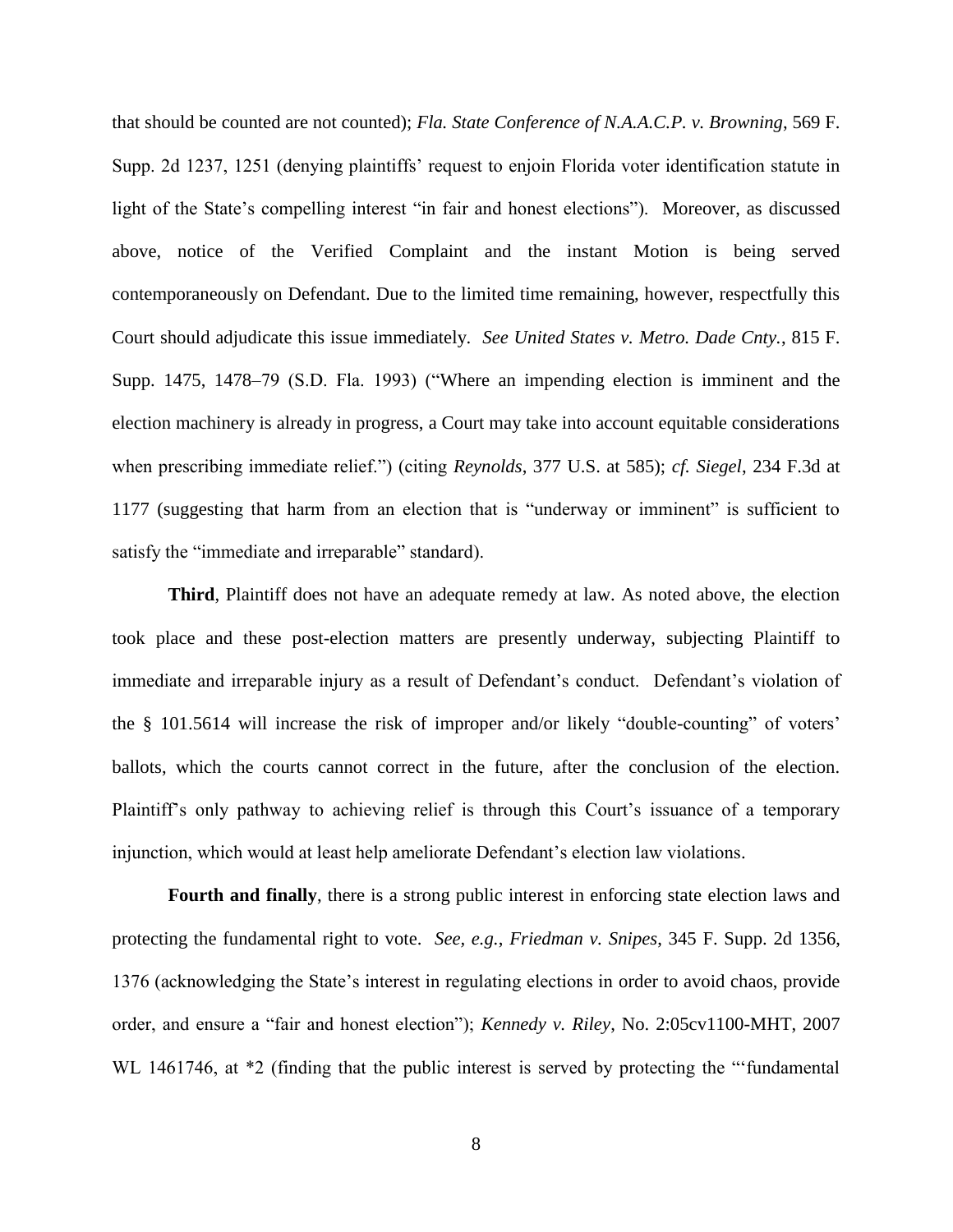that should be counted are not counted); *Fla. State Conference of N.A.A.C.P. v. Browning*, 569 F. Supp. 2d 1237, 1251 (denying plaintiffs' request to enjoin Florida voter identification statute in light of the State's compelling interest "in fair and honest elections"). Moreover, as discussed above, notice of the Verified Complaint and the instant Motion is being served contemporaneously on Defendant. Due to the limited time remaining, however, respectfully this Court should adjudicate this issue immediately. *See United States v. Metro. Dade Cnty.*, 815 F. Supp. 1475, 1478–79 (S.D. Fla. 1993) ("Where an impending election is imminent and the election machinery is already in progress, a Court may take into account equitable considerations when prescribing immediate relief.") (citing *Reynolds*, 377 U.S. at 585); *cf. Siegel*, 234 F.3d at 1177 (suggesting that harm from an election that is "underway or imminent" is sufficient to satisfy the "immediate and irreparable" standard).

**Third**, Plaintiff does not have an adequate remedy at law. As noted above, the election took place and these post-election matters are presently underway, subjecting Plaintiff to immediate and irreparable injury as a result of Defendant's conduct. Defendant's violation of the § 101.5614 will increase the risk of improper and/or likely "double-counting" of voters' ballots, which the courts cannot correct in the future, after the conclusion of the election. Plaintiff's only pathway to achieving relief is through this Court's issuance of a temporary injunction, which would at least help ameliorate Defendant's election law violations.

**Fourth and finally**, there is a strong public interest in enforcing state election laws and protecting the fundamental right to vote. *See, e.g.*, *Friedman v. Snipes*, 345 F. Supp. 2d 1356, 1376 (acknowledging the State's interest in regulating elections in order to avoid chaos, provide order, and ensure a "fair and honest election"); *Kennedy v. Riley*, No. 2:05cv1100-MHT, 2007 WL 1461746, at *2 (finding that the public interest is served by protecting the "'fundamental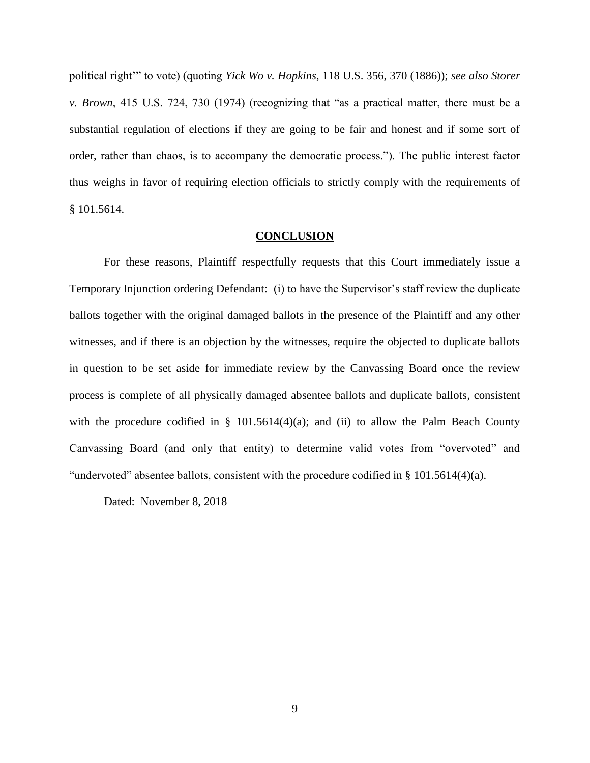political right'" to vote) (quoting *Yick Wo v. Hopkins*, 118 U.S. 356, 370 (1886)); *see also Storer v. Brown*, 415 U.S. 724, 730 (1974) (recognizing that "as a practical matter, there must be a substantial regulation of elections if they are going to be fair and honest and if some sort of order, rather than chaos, is to accompany the democratic process."). The public interest factor thus weighs in favor of requiring election officials to strictly comply with the requirements of § 101.5614.

## **CONCLUSION**

For these reasons, Plaintiff respectfully requests that this Court immediately issue a Temporary Injunction ordering Defendant: (i) to have the Supervisor's staff review the duplicate ballots together with the original damaged ballots in the presence of the Plaintiff and any other witnesses, and if there is an objection by the witnesses, require the objected to duplicate ballots in question to be set aside for immediate review by the Canvassing Board once the review process is complete of all physically damaged absentee ballots and duplicate ballots, consistent with the procedure codified in § 101.5614(4)(a); and (ii) to allow the Palm Beach County Canvassing Board (and only that entity) to determine valid votes from "overvoted" and "undervoted" absentee ballots, consistent with the procedure codified in § 101.5614(4)(a).

Dated: November 8, 2018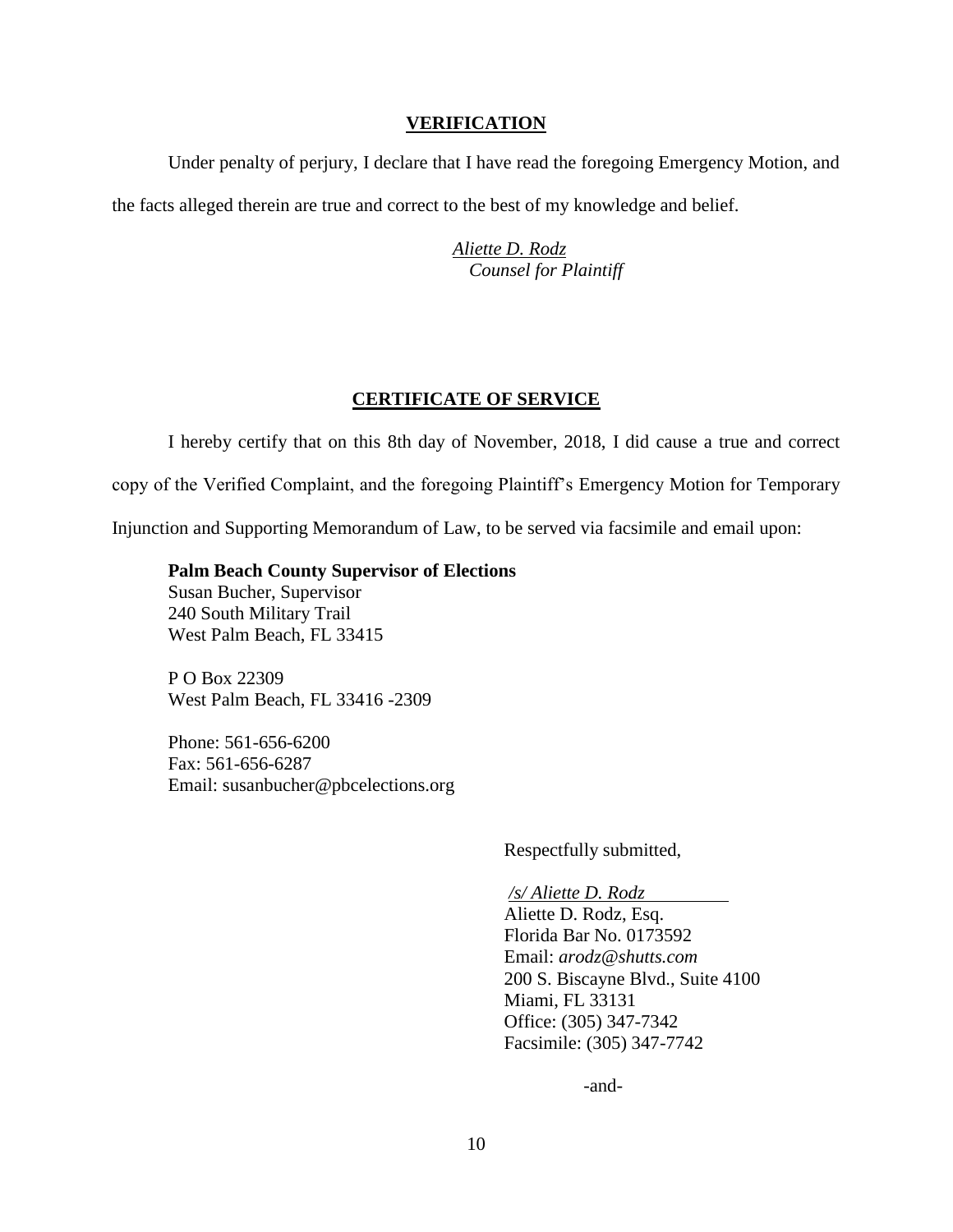## VERIFICATION

Under penalty of perjury, I declare that I have read the foregoing Emergency Motion, and the facts alleged therein are true and correct to the best of my knowledge and belief.

*Aliette D. Rodz*
*Counsel for Plaintiff*

## CERTIFICATE OF SERVICE

I hereby certify that on this 8th day of November, 2018, I did cause a true and correct copy of the Verified Complaint, and the foregoing Plaintiff's Emergency Motion for Temporary Injunction and Supporting Memorandum of Law, to be served via facsimile and email upon:

**Palm Beach County Supervisor of Elections**
Susan Bucher, Supervisor
240 South Military Trail
West Palm Beach, FL 33415

P O Box 22309
West Palm Beach, FL 33416 -2309

Phone: 561-656-6200
Fax: 561-656-6287
Email: susanbucher@pbcelections.org

Respectfully submitted,

*/s/ Aliette D. Rodz*
Aliette D. Rodz, Esq.
Florida Bar No. 0173592
Email: *arodz@shutts.com*
200 S. Biscayne Blvd., Suite 4100
Miami, FL 33131
Office: (305) 347-7342
Facsimile: (305) 347-7742

-and-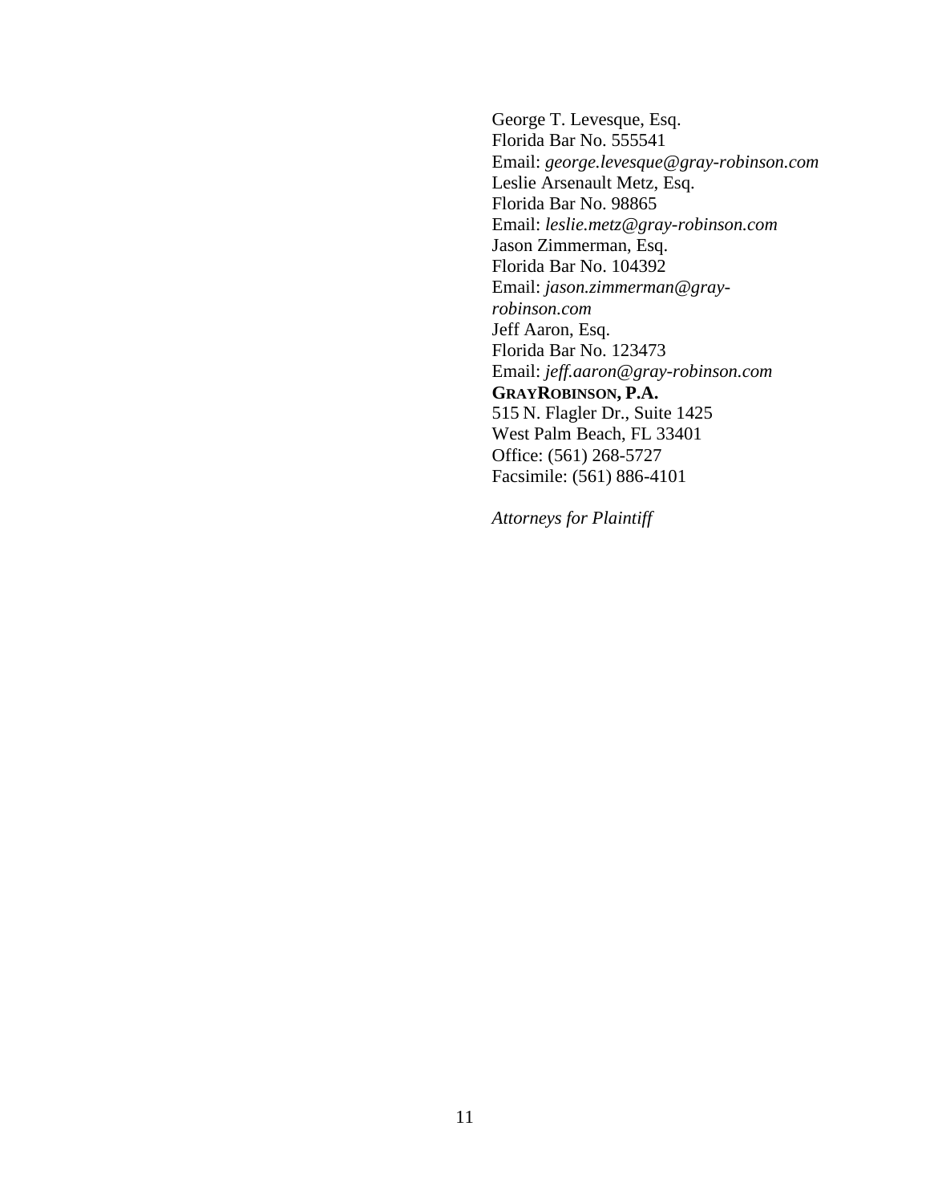George T. Levesque, Esq.
Florida Bar No. 555541
Email: *george.levesque@gray-robinson.com*
Leslie Arsenault Metz, Esq.
Florida Bar No. 98865
Email: *leslie.metz@gray-robinson.com*
Jason Zimmerman, Esq.
Florida Bar No. 104392
Email: *jason.zimmerman@gray-robinson.com*
Jeff Aaron, Esq.
Florida Bar No. 123473
Email: *jeff.aaron@gray-robinson.com*
**GRAYROBINSON, P.A.**
515 N. Flagler Dr., Suite 1425
West Palm Beach, FL 33401
Office: (561) 268-5727
Facsimile: (561) 886-4101

*Attorneys for Plaintiff*